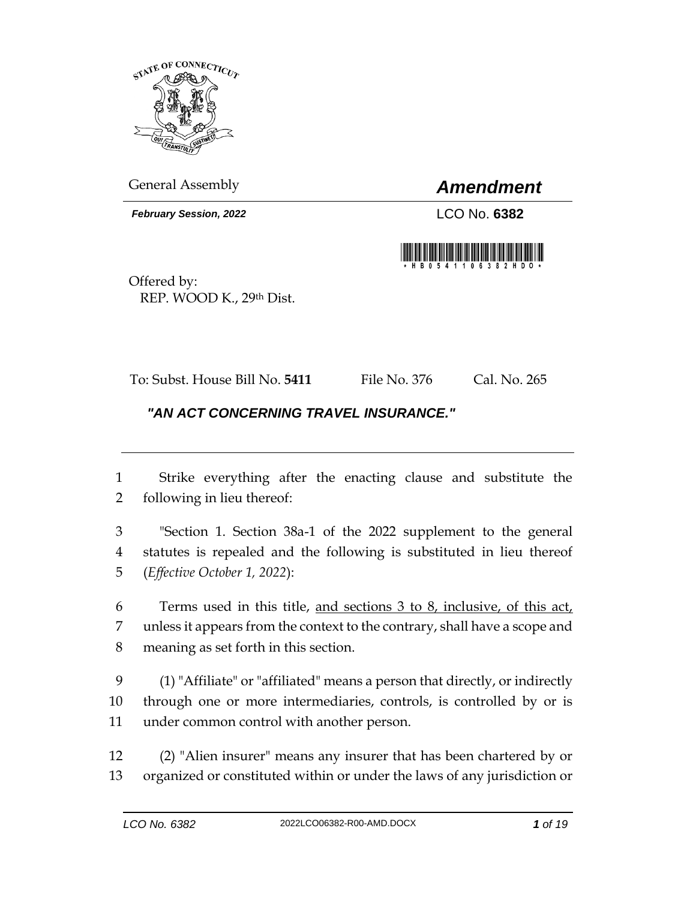General Assembly

# *Amendment*

***February Session, 2022***

LCO No. **6382**

Offered by:
REP. WOOD K., 29th Dist.

To: Subst. House Bill No. **5411** File No. 376 Cal. No. 265

***"AN ACT CONCERNING TRAVEL INSURANCE."***

---

1 Strike everything after the enacting clause and substitute the
2 following in lieu thereof:

3 "Section 1. Section 38a-1 of the 2022 supplement to the general
4 statutes is repealed and the following is substituted in lieu thereof
5 (*Effective October 1, 2022*):

6 Terms used in this title, <u>and sections 3 to 8, inclusive, of this act,</u>
7 unless it appears from the context to the contrary, shall have a scope and
8 meaning as set forth in this section.

9 (1) "Affiliate" or "affiliated" means a person that directly, or indirectly
10 through one or more intermediaries, controls, is controlled by or is
11 under common control with another person.

12 (2) "Alien insurer" means any insurer that has been chartered by or
13 organized or constituted within or under the laws of any jurisdiction or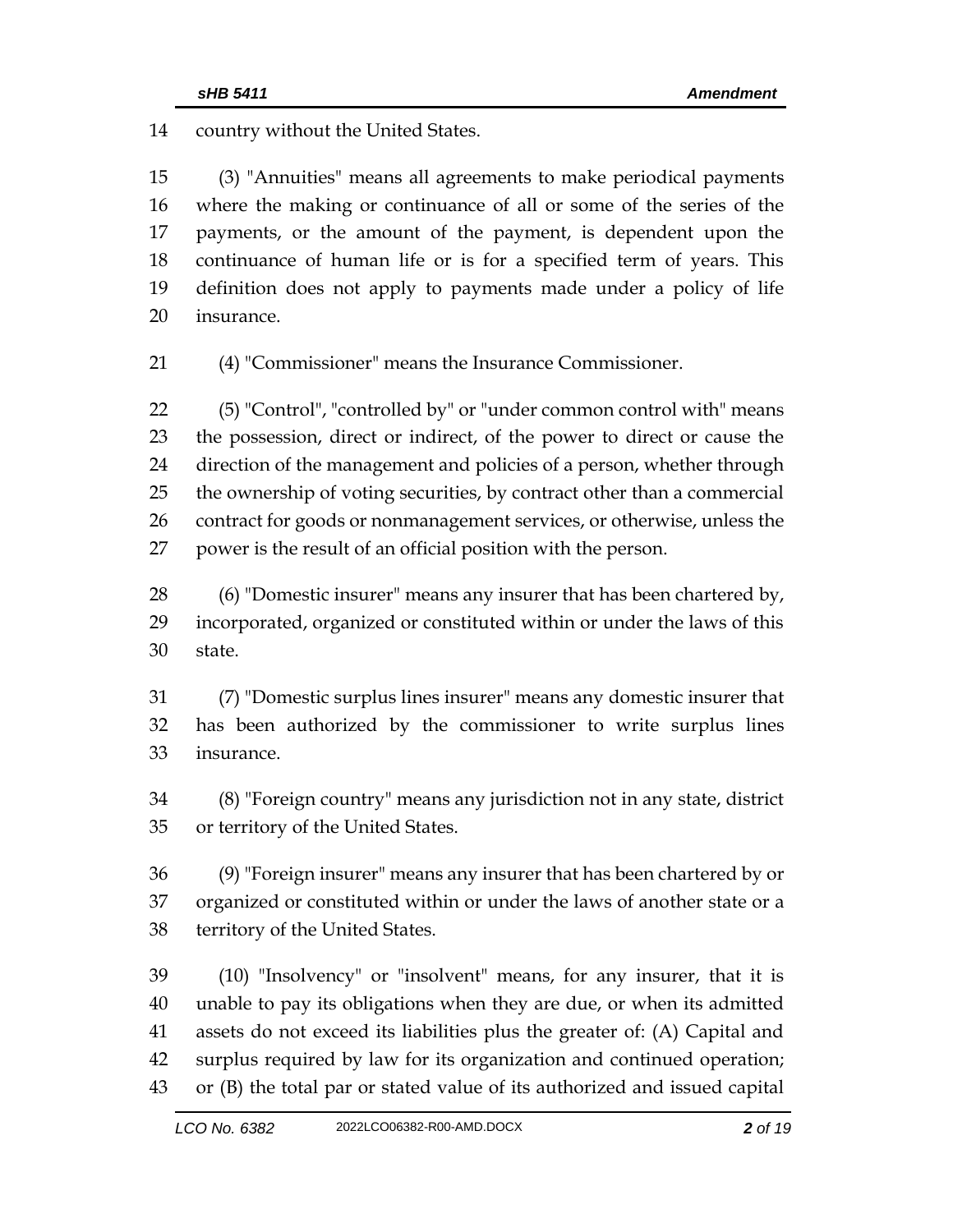country without the United States.

(3) "Annuities" means all agreements to make periodical payments where the making or continuance of all or some of the series of the payments, or the amount of the payment, is dependent upon the continuance of human life or is for a specified term of years. This definition does not apply to payments made under a policy of life insurance.

(4) "Commissioner" means the Insurance Commissioner.

(5) "Control", "controlled by" or "under common control with" means the possession, direct or indirect, of the power to direct or cause the direction of the management and policies of a person, whether through the ownership of voting securities, by contract other than a commercial contract for goods or nonmanagement services, or otherwise, unless the power is the result of an official position with the person.

(6) "Domestic insurer" means any insurer that has been chartered by, incorporated, organized or constituted within or under the laws of this state.

(7) "Domestic surplus lines insurer" means any domestic insurer that has been authorized by the commissioner to write surplus lines insurance.

(8) "Foreign country" means any jurisdiction not in any state, district or territory of the United States.

(9) "Foreign insurer" means any insurer that has been chartered by or organized or constituted within or under the laws of another state or a territory of the United States.

(10) "Insolvency" or "insolvent" means, for any insurer, that it is unable to pay its obligations when they are due, or when its admitted assets do not exceed its liabilities plus the greater of: (A) Capital and surplus required by law for its organization and continued operation; or (B) the total par or stated value of its authorized and issued capital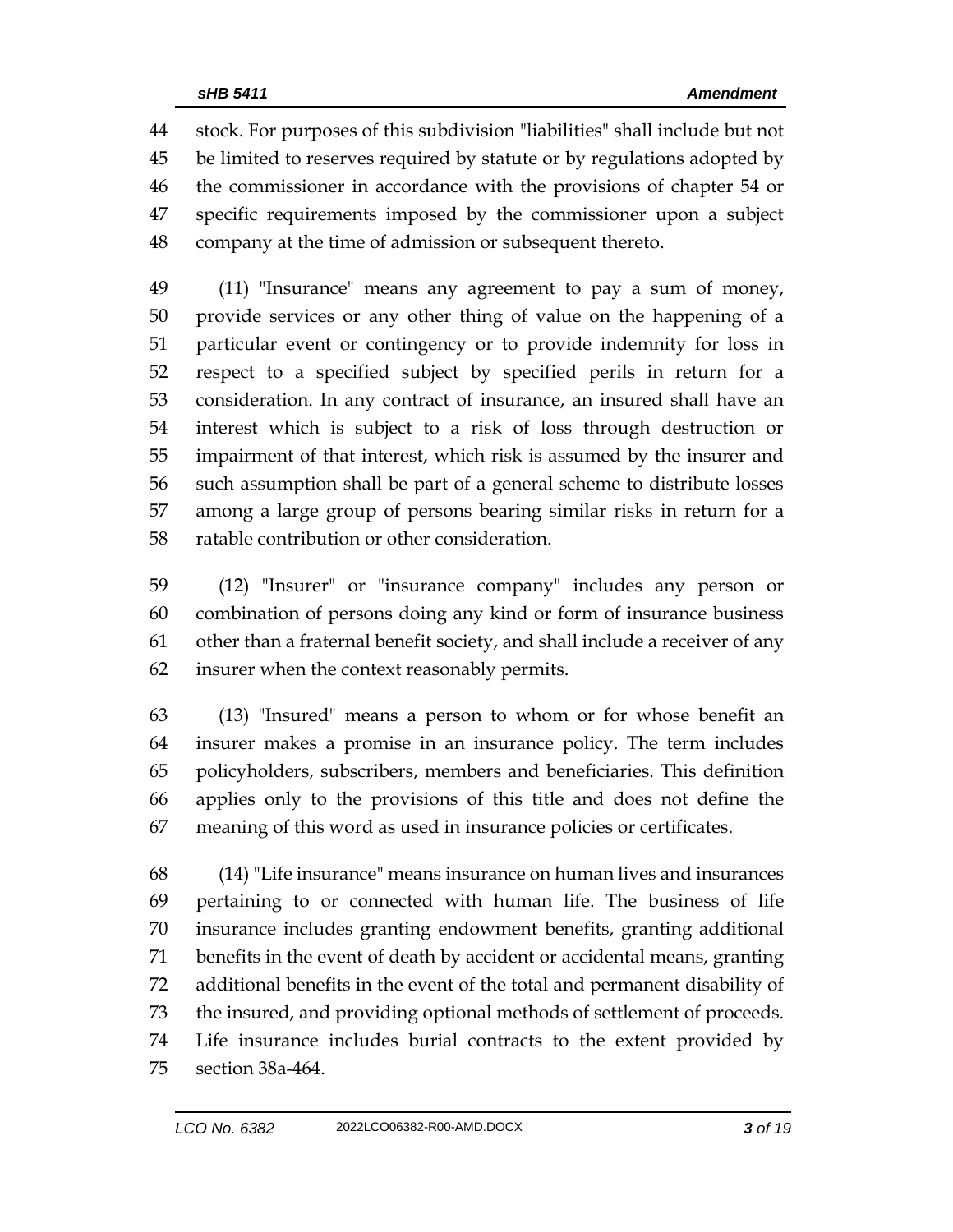stock. For purposes of this subdivision "liabilities" shall include but not be limited to reserves required by statute or by regulations adopted by the commissioner in accordance with the provisions of chapter 54 or specific requirements imposed by the commissioner upon a subject company at the time of admission or subsequent thereto.

(11) "Insurance" means any agreement to pay a sum of money, provide services or any other thing of value on the happening of a particular event or contingency or to provide indemnity for loss in respect to a specified subject by specified perils in return for a consideration. In any contract of insurance, an insured shall have an interest which is subject to a risk of loss through destruction or impairment of that interest, which risk is assumed by the insurer and such assumption shall be part of a general scheme to distribute losses among a large group of persons bearing similar risks in return for a ratable contribution or other consideration.

(12) "Insurer" or "insurance company" includes any person or combination of persons doing any kind or form of insurance business other than a fraternal benefit society, and shall include a receiver of any insurer when the context reasonably permits.

(13) "Insured" means a person to whom or for whose benefit an insurer makes a promise in an insurance policy. The term includes policyholders, subscribers, members and beneficiaries. This definition applies only to the provisions of this title and does not define the meaning of this word as used in insurance policies or certificates.

(14) "Life insurance" means insurance on human lives and insurances pertaining to or connected with human life. The business of life insurance includes granting endowment benefits, granting additional benefits in the event of death by accident or accidental means, granting additional benefits in the event of the total and permanent disability of the insured, and providing optional methods of settlement of proceeds. Life insurance includes burial contracts to the extent provided by section 38a-464.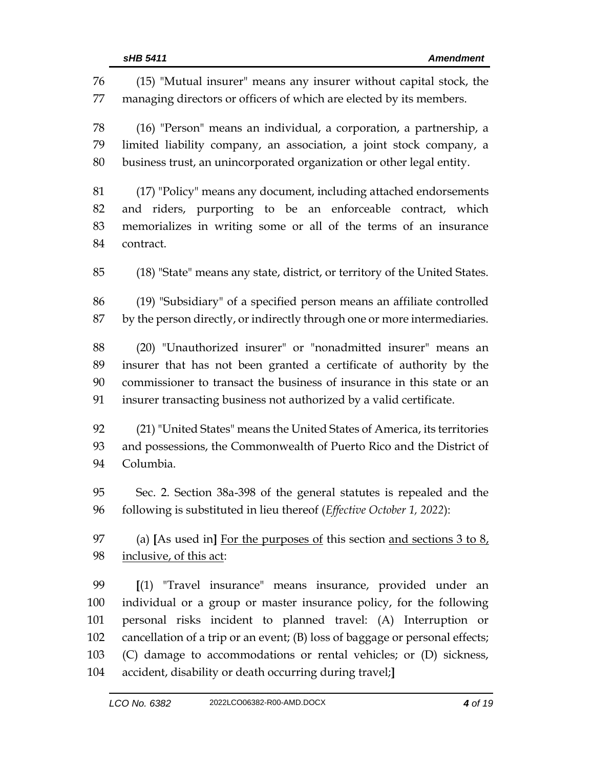(15) "Mutual insurer" means any insurer without capital stock, the managing directors or officers of which are elected by its members.

(16) "Person" means an individual, a corporation, a partnership, a limited liability company, an association, a joint stock company, a business trust, an unincorporated organization or other legal entity.

(17) "Policy" means any document, including attached endorsements and riders, purporting to be an enforceable contract, which memorializes in writing some or all of the terms of an insurance contract.

(18) "State" means any state, district, or territory of the United States.

(19) "Subsidiary" of a specified person means an affiliate controlled by the person directly, or indirectly through one or more intermediaries.

(20) "Unauthorized insurer" or "nonadmitted insurer" means an insurer that has not been granted a certificate of authority by the commissioner to transact the business of insurance in this state or an insurer transacting business not authorized by a valid certificate.

(21) "United States" means the United States of America, its territories and possessions, the Commonwealth of Puerto Rico and the District of Columbia.

Sec. 2. Section 38a-398 of the general statutes is repealed and the following is substituted in lieu thereof (*Effective October 1, 2022*):

(a) **[**As used in**]** <u>For the purposes of</u> this section <u>and sections 3 to 8, inclusive, of this act</u>:

**[**(1) "Travel insurance" means insurance, provided under an individual or a group or master insurance policy, for the following personal risks incident to planned travel: (A) Interruption or cancellation of a trip or an event; (B) loss of baggage or personal effects; (C) damage to accommodations or rental vehicles; or (D) sickness, accident, disability or death occurring during travel;**]**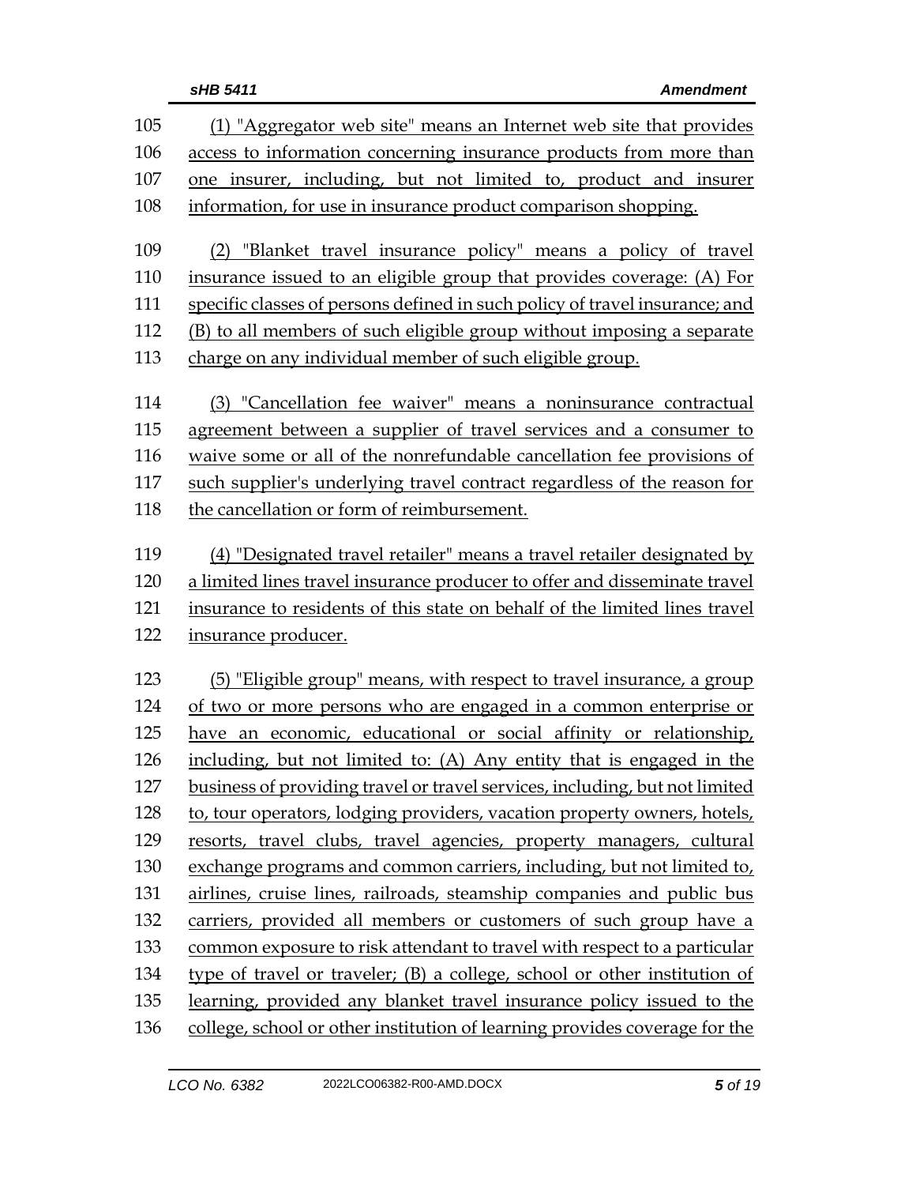(1) "Aggregator web site" means an Internet web site that provides access to information concerning insurance products from more than one insurer, including, but not limited to, product and insurer information, for use in insurance product comparison shopping.

(2) "Blanket travel insurance policy" means a policy of travel insurance issued to an eligible group that provides coverage: (A) For specific classes of persons defined in such policy of travel insurance; and (B) to all members of such eligible group without imposing a separate charge on any individual member of such eligible group.

(3) "Cancellation fee waiver" means a noninsurance contractual agreement between a supplier of travel services and a consumer to waive some or all of the nonrefundable cancellation fee provisions of such supplier's underlying travel contract regardless of the reason for the cancellation or form of reimbursement.

(4) "Designated travel retailer" means a travel retailer designated by a limited lines travel insurance producer to offer and disseminate travel insurance to residents of this state on behalf of the limited lines travel insurance producer.

(5) "Eligible group" means, with respect to travel insurance, a group of two or more persons who are engaged in a common enterprise or have an economic, educational or social affinity or relationship, including, but not limited to: (A) Any entity that is engaged in the business of providing travel or travel services, including, but not limited to, tour operators, lodging providers, vacation property owners, hotels, resorts, travel clubs, travel agencies, property managers, cultural exchange programs and common carriers, including, but not limited to, airlines, cruise lines, railroads, steamship companies and public bus carriers, provided all members or customers of such group have a common exposure to risk attendant to travel with respect to a particular type of travel or traveler; (B) a college, school or other institution of learning, provided any blanket travel insurance policy issued to the college, school or other institution of learning provides coverage for the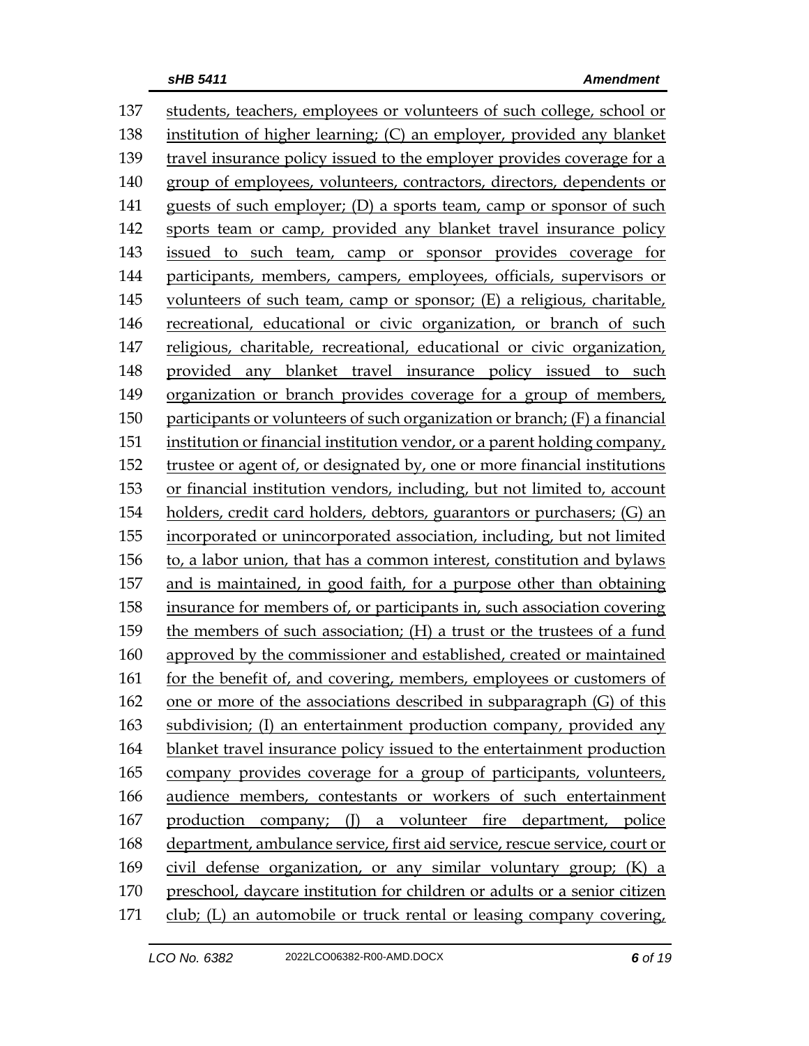students, teachers, employees or volunteers of such college, school or institution of higher learning; (C) an employer, provided any blanket travel insurance policy issued to the employer provides coverage for a group of employees, volunteers, contractors, directors, dependents or guests of such employer; (D) a sports team, camp or sponsor of such sports team or camp, provided any blanket travel insurance policy issued to such team, camp or sponsor provides coverage for participants, members, campers, employees, officials, supervisors or volunteers of such team, camp or sponsor; (E) a religious, charitable, recreational, educational or civic organization, or branch of such religious, charitable, recreational, educational or civic organization, provided any blanket travel insurance policy issued to such organization or branch provides coverage for a group of members, participants or volunteers of such organization or branch; (F) a financial institution or financial institution vendor, or a parent holding company, trustee or agent of, or designated by, one or more financial institutions or financial institution vendors, including, but not limited to, account holders, credit card holders, debtors, guarantors or purchasers; (G) an incorporated or unincorporated association, including, but not limited to, a labor union, that has a common interest, constitution and bylaws and is maintained, in good faith, for a purpose other than obtaining insurance for members of, or participants in, such association covering the members of such association; (H) a trust or the trustees of a fund approved by the commissioner and established, created or maintained for the benefit of, and covering, members, employees or customers of one or more of the associations described in subparagraph (G) of this subdivision; (I) an entertainment production company, provided any blanket travel insurance policy issued to the entertainment production company provides coverage for a group of participants, volunteers, audience members, contestants or workers of such entertainment production company; (J) a volunteer fire department, police department, ambulance service, first aid service, rescue service, court or civil defense organization, or any similar voluntary group; (K) a preschool, daycare institution for children or adults or a senior citizen club; (L) an automobile or truck rental or leasing company covering,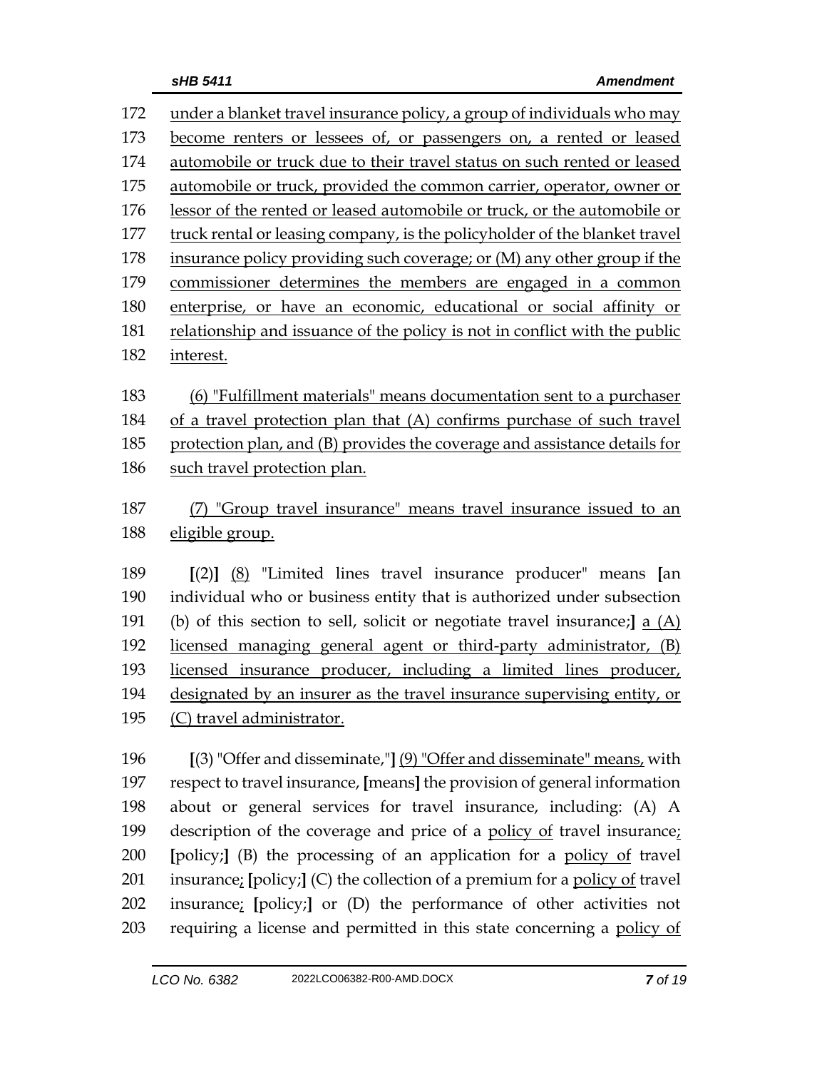172 under a blanket travel insurance policy, a group of individuals who may
173 become renters or lessees of, or passengers on, a rented or leased
174 automobile or truck due to their travel status on such rented or leased
175 automobile or truck, provided the common carrier, operator, owner or
176 lessor of the rented or leased automobile or truck, or the automobile or
177 truck rental or leasing company, is the policyholder of the blanket travel
178 insurance policy providing such coverage; or (M) any other group if the
179 commissioner determines the members are engaged in a common
180 enterprise, or have an economic, educational or social affinity or
181 relationship and issuance of the policy is not in conflict with the public
182 interest.

183 (6) "Fulfillment materials" means documentation sent to a purchaser
184 of a travel protection plan that (A) confirms purchase of such travel
185 protection plan, and (B) provides the coverage and assistance details for
186 such travel protection plan.

187 (7) "Group travel insurance" means travel insurance issued to an
188 eligible group.

189 [(2)] (8) "Limited lines travel insurance producer" means [an
190 individual who or business entity that is authorized under subsection
191 (b) of this section to sell, solicit or negotiate travel insurance;] a (A)
192 licensed managing general agent or third-party administrator, (B)
193 licensed insurance producer, including a limited lines producer,
194 designated by an insurer as the travel insurance supervising entity, or
195 (C) travel administrator.

196 [(3) "Offer and disseminate,"] (9) "Offer and disseminate" means, with
197 respect to travel insurance, [means] the provision of general information
198 about or general services for travel insurance, including: (A) A
199 description of the coverage and price of a policy of travel insurance;
200 [policy;] (B) the processing of an application for a policy of travel
201 insurance; [policy;] (C) the collection of a premium for a policy of travel
202 insurance; [policy;] or (D) the performance of other activities not
203 requiring a license and permitted in this state concerning a policy of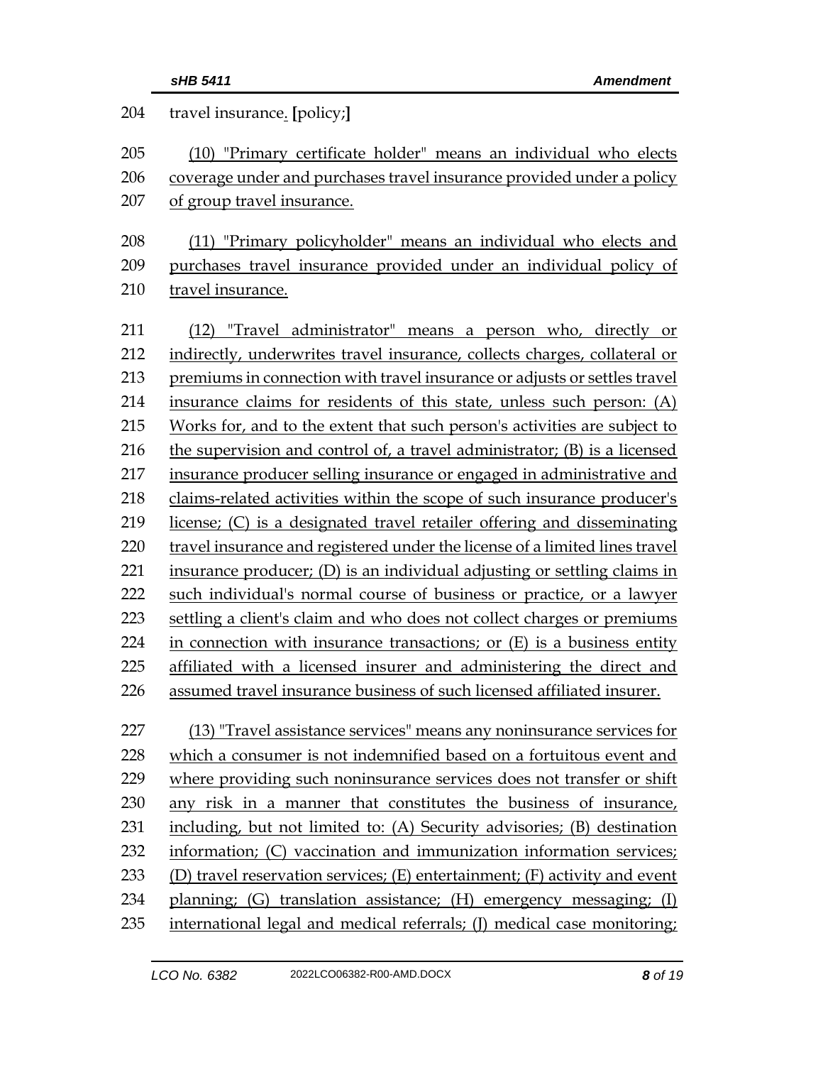travel insurance. [policy;]

(10) "Primary certificate holder" means an individual who elects coverage under and purchases travel insurance provided under a policy of group travel insurance.

(11) "Primary policyholder" means an individual who elects and purchases travel insurance provided under an individual policy of travel insurance.

(12) "Travel administrator" means a person who, directly or indirectly, underwrites travel insurance, collects charges, collateral or premiums in connection with travel insurance or adjusts or settles travel insurance claims for residents of this state, unless such person: (A) Works for, and to the extent that such person's activities are subject to the supervision and control of, a travel administrator; (B) is a licensed insurance producer selling insurance or engaged in administrative and claims-related activities within the scope of such insurance producer's license; (C) is a designated travel retailer offering and disseminating travel insurance and registered under the license of a limited lines travel insurance producer; (D) is an individual adjusting or settling claims in such individual's normal course of business or practice, or a lawyer settling a client's claim and who does not collect charges or premiums in connection with insurance transactions; or (E) is a business entity affiliated with a licensed insurer and administering the direct and assumed travel insurance business of such licensed affiliated insurer.

(13) "Travel assistance services" means any noninsurance services for which a consumer is not indemnified based on a fortuitous event and where providing such noninsurance services does not transfer or shift any risk in a manner that constitutes the business of insurance, including, but not limited to: (A) Security advisories; (B) destination information; (C) vaccination and immunization information services; (D) travel reservation services; (E) entertainment; (F) activity and event planning; (G) translation assistance; (H) emergency messaging; (I) international legal and medical referrals; (J) medical case monitoring;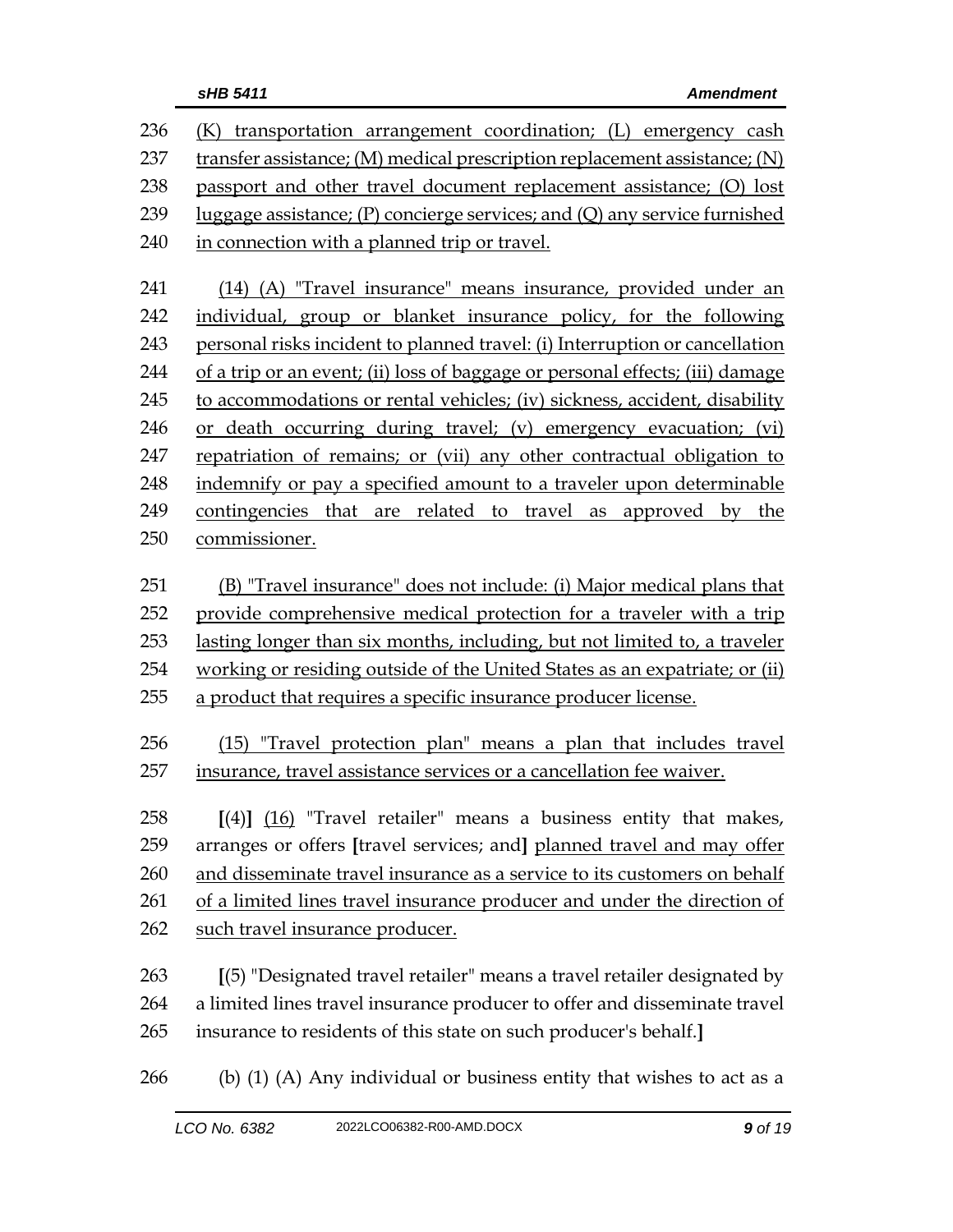236 (K) transportation arrangement coordination; (L) emergency cash
237 transfer assistance; (M) medical prescription replacement assistance; (N)
238 passport and other travel document replacement assistance; (O) lost
239 luggage assistance; (P) concierge services; and (Q) any service furnished
240 in connection with a planned trip or travel.

241 (14) (A) "Travel insurance" means insurance, provided under an
242 individual, group or blanket insurance policy, for the following
243 personal risks incident to planned travel: (i) Interruption or cancellation
244 of a trip or an event; (ii) loss of baggage or personal effects; (iii) damage
245 to accommodations or rental vehicles; (iv) sickness, accident, disability
246 or death occurring during travel; (v) emergency evacuation; (vi)
247 repatriation of remains; or (vii) any other contractual obligation to
248 indemnify or pay a specified amount to a traveler upon determinable
249 contingencies that are related to travel as approved by the
250 commissioner.

251 (B) "Travel insurance" does not include: (i) Major medical plans that
252 provide comprehensive medical protection for a traveler with a trip
253 lasting longer than six months, including, but not limited to, a traveler
254 working or residing outside of the United States as an expatriate; or (ii)
255 a product that requires a specific insurance producer license.

256 (15) "Travel protection plan" means a plan that includes travel
257 insurance, travel assistance services or a cancellation fee waiver.

258 **[**(4)**]** (16) "Travel retailer" means a business entity that makes,
259 arranges or offers **[**travel services; and**]** planned travel and may offer
260 and disseminate travel insurance as a service to its customers on behalf
261 of a limited lines travel insurance producer and under the direction of
262 such travel insurance producer.

263 **[**(5) "Designated travel retailer" means a travel retailer designated by
264 a limited lines travel insurance producer to offer and disseminate travel
265 insurance to residents of this state on such producer's behalf.**]**

266 (b) (1) (A) Any individual or business entity that wishes to act as a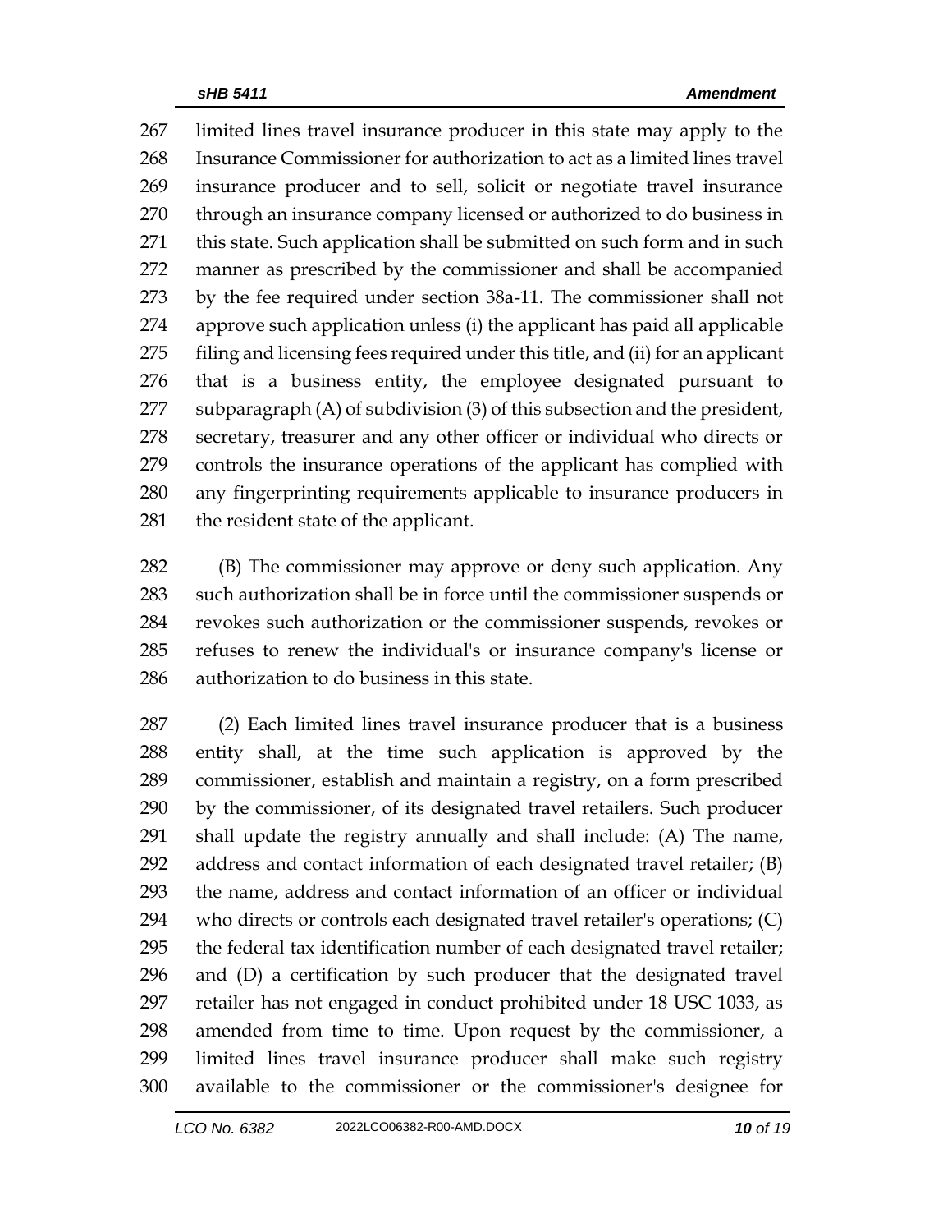limited lines travel insurance producer in this state may apply to the Insurance Commissioner for authorization to act as a limited lines travel insurance producer and to sell, solicit or negotiate travel insurance through an insurance company licensed or authorized to do business in this state. Such application shall be submitted on such form and in such manner as prescribed by the commissioner and shall be accompanied by the fee required under section 38a-11. The commissioner shall not approve such application unless (i) the applicant has paid all applicable filing and licensing fees required under this title, and (ii) for an applicant that is a business entity, the employee designated pursuant to subparagraph (A) of subdivision (3) of this subsection and the president, secretary, treasurer and any other officer or individual who directs or controls the insurance operations of the applicant has complied with any fingerprinting requirements applicable to insurance producers in the resident state of the applicant.

(B) The commissioner may approve or deny such application. Any such authorization shall be in force until the commissioner suspends or revokes such authorization or the commissioner suspends, revokes or refuses to renew the individual's or insurance company's license or authorization to do business in this state.

(2) Each limited lines travel insurance producer that is a business entity shall, at the time such application is approved by the commissioner, establish and maintain a registry, on a form prescribed by the commissioner, of its designated travel retailers. Such producer shall update the registry annually and shall include: (A) The name, address and contact information of each designated travel retailer; (B) the name, address and contact information of an officer or individual who directs or controls each designated travel retailer's operations; (C) the federal tax identification number of each designated travel retailer; and (D) a certification by such producer that the designated travel retailer has not engaged in conduct prohibited under 18 USC 1033, as amended from time to time. Upon request by the commissioner, a limited lines travel insurance producer shall make such registry available to the commissioner or the commissioner's designee for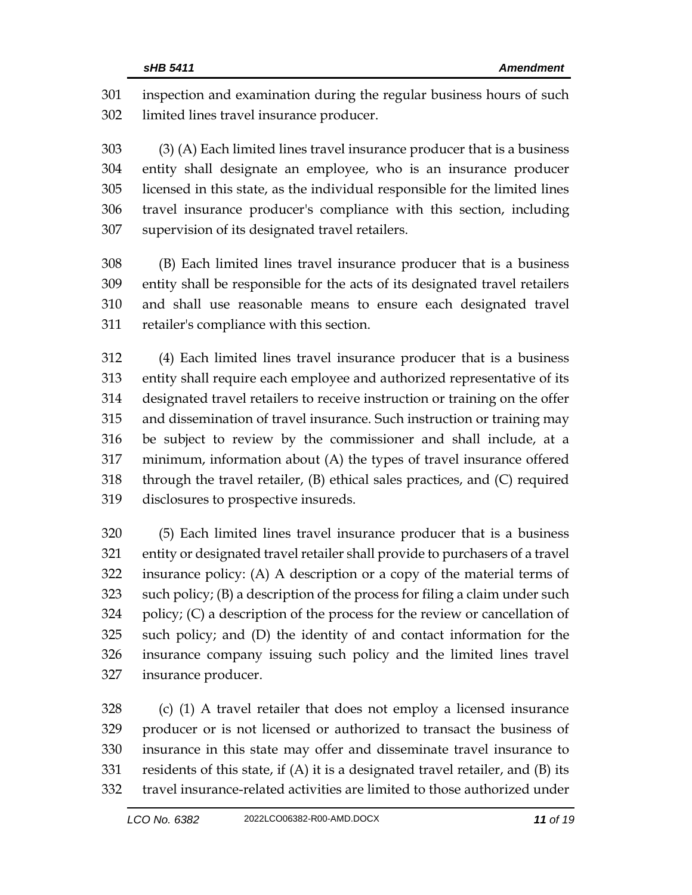inspection and examination during the regular business hours of such limited lines travel insurance producer.

(3) (A) Each limited lines travel insurance producer that is a business entity shall designate an employee, who is an insurance producer licensed in this state, as the individual responsible for the limited lines travel insurance producer's compliance with this section, including supervision of its designated travel retailers.

(B) Each limited lines travel insurance producer that is a business entity shall be responsible for the acts of its designated travel retailers and shall use reasonable means to ensure each designated travel retailer's compliance with this section.

(4) Each limited lines travel insurance producer that is a business entity shall require each employee and authorized representative of its designated travel retailers to receive instruction or training on the offer and dissemination of travel insurance. Such instruction or training may be subject to review by the commissioner and shall include, at a minimum, information about (A) the types of travel insurance offered through the travel retailer, (B) ethical sales practices, and (C) required disclosures to prospective insureds.

(5) Each limited lines travel insurance producer that is a business entity or designated travel retailer shall provide to purchasers of a travel insurance policy: (A) A description or a copy of the material terms of such policy; (B) a description of the process for filing a claim under such policy; (C) a description of the process for the review or cancellation of such policy; and (D) the identity of and contact information for the insurance company issuing such policy and the limited lines travel insurance producer.

(c) (1) A travel retailer that does not employ a licensed insurance producer or is not licensed or authorized to transact the business of insurance in this state may offer and disseminate travel insurance to residents of this state, if (A) it is a designated travel retailer, and (B) its travel insurance-related activities are limited to those authorized under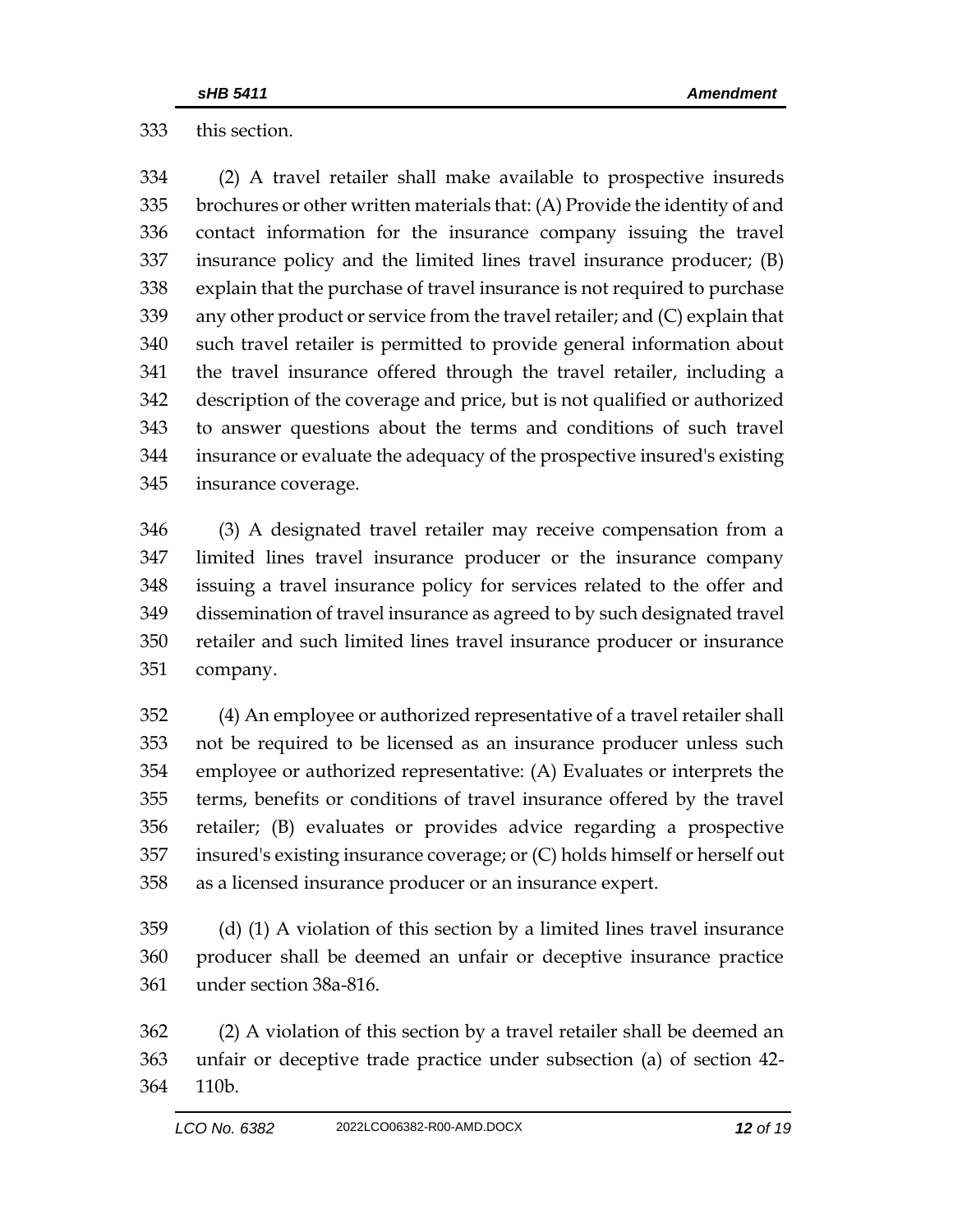this section.

(2) A travel retailer shall make available to prospective insureds brochures or other written materials that: (A) Provide the identity of and contact information for the insurance company issuing the travel insurance policy and the limited lines travel insurance producer; (B) explain that the purchase of travel insurance is not required to purchase any other product or service from the travel retailer; and (C) explain that such travel retailer is permitted to provide general information about the travel insurance offered through the travel retailer, including a description of the coverage and price, but is not qualified or authorized to answer questions about the terms and conditions of such travel insurance or evaluate the adequacy of the prospective insured's existing insurance coverage.

(3) A designated travel retailer may receive compensation from a limited lines travel insurance producer or the insurance company issuing a travel insurance policy for services related to the offer and dissemination of travel insurance as agreed to by such designated travel retailer and such limited lines travel insurance producer or insurance company.

(4) An employee or authorized representative of a travel retailer shall not be required to be licensed as an insurance producer unless such employee or authorized representative: (A) Evaluates or interprets the terms, benefits or conditions of travel insurance offered by the travel retailer; (B) evaluates or provides advice regarding a prospective insured's existing insurance coverage; or (C) holds himself or herself out as a licensed insurance producer or an insurance expert.

(d) (1) A violation of this section by a limited lines travel insurance producer shall be deemed an unfair or deceptive insurance practice under section 38a-816.

(2) A violation of this section by a travel retailer shall be deemed an unfair or deceptive trade practice under subsection (a) of section 42-110b.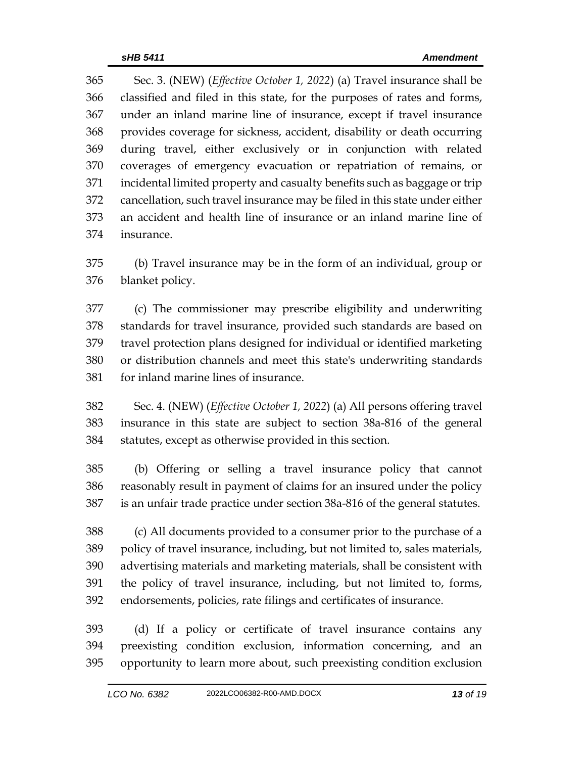Sec. 3. (NEW) (*Effective October 1, 2022*) (a) Travel insurance shall be classified and filed in this state, for the purposes of rates and forms, under an inland marine line of insurance, except if travel insurance provides coverage for sickness, accident, disability or death occurring during travel, either exclusively or in conjunction with related coverages of emergency evacuation or repatriation of remains, or incidental limited property and casualty benefits such as baggage or trip cancellation, such travel insurance may be filed in this state under either an accident and health line of insurance or an inland marine line of insurance.

(b) Travel insurance may be in the form of an individual, group or blanket policy.

(c) The commissioner may prescribe eligibility and underwriting standards for travel insurance, provided such standards are based on travel protection plans designed for individual or identified marketing or distribution channels and meet this state's underwriting standards for inland marine lines of insurance.

Sec. 4. (NEW) (*Effective October 1, 2022*) (a) All persons offering travel insurance in this state are subject to section 38a-816 of the general statutes, except as otherwise provided in this section.

(b) Offering or selling a travel insurance policy that cannot reasonably result in payment of claims for an insured under the policy is an unfair trade practice under section 38a-816 of the general statutes.

(c) All documents provided to a consumer prior to the purchase of a policy of travel insurance, including, but not limited to, sales materials, advertising materials and marketing materials, shall be consistent with the policy of travel insurance, including, but not limited to, forms, endorsements, policies, rate filings and certificates of insurance.

(d) If a policy or certificate of travel insurance contains any preexisting condition exclusion, information concerning, and an opportunity to learn more about, such preexisting condition exclusion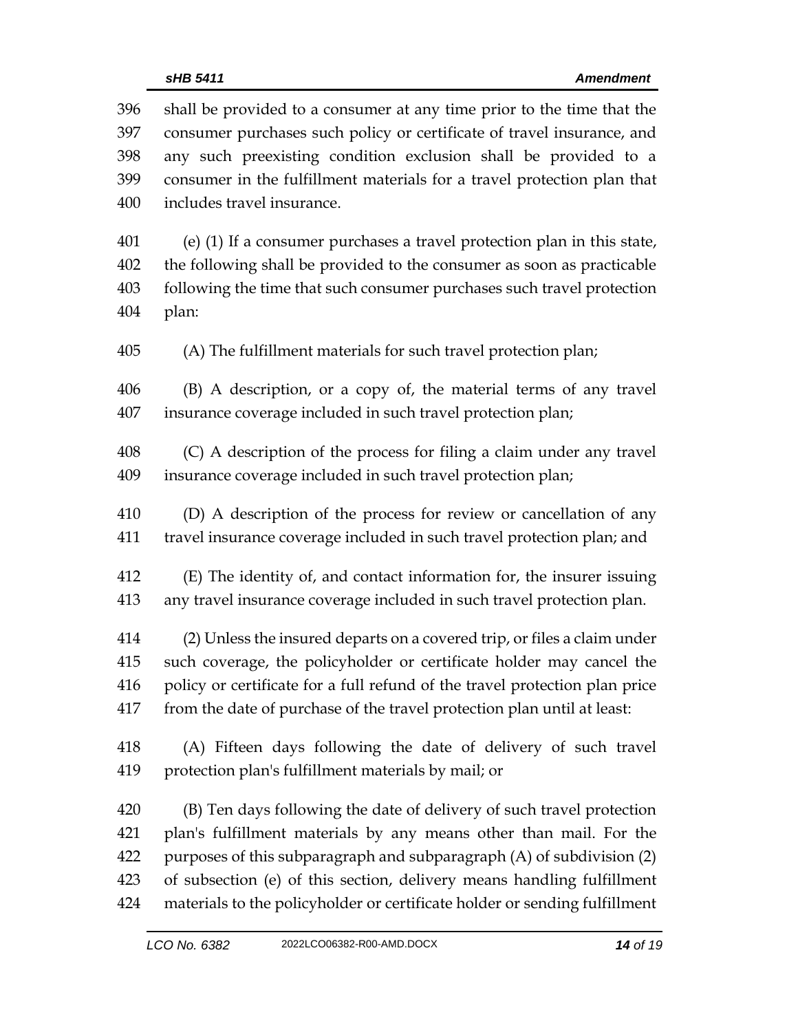shall be provided to a consumer at any time prior to the time that the consumer purchases such policy or certificate of travel insurance, and any such preexisting condition exclusion shall be provided to a consumer in the fulfillment materials for a travel protection plan that includes travel insurance.

(e) (1) If a consumer purchases a travel protection plan in this state, the following shall be provided to the consumer as soon as practicable following the time that such consumer purchases such travel protection plan:

(A) The fulfillment materials for such travel protection plan;

(B) A description, or a copy of, the material terms of any travel insurance coverage included in such travel protection plan;

(C) A description of the process for filing a claim under any travel insurance coverage included in such travel protection plan;

(D) A description of the process for review or cancellation of any travel insurance coverage included in such travel protection plan; and

(E) The identity of, and contact information for, the insurer issuing any travel insurance coverage included in such travel protection plan.

(2) Unless the insured departs on a covered trip, or files a claim under such coverage, the policyholder or certificate holder may cancel the policy or certificate for a full refund of the travel protection plan price from the date of purchase of the travel protection plan until at least:

(A) Fifteen days following the date of delivery of such travel protection plan's fulfillment materials by mail; or

(B) Ten days following the date of delivery of such travel protection plan's fulfillment materials by any means other than mail. For the purposes of this subparagraph and subparagraph (A) of subdivision (2) of subsection (e) of this section, delivery means handling fulfillment materials to the policyholder or certificate holder or sending fulfillment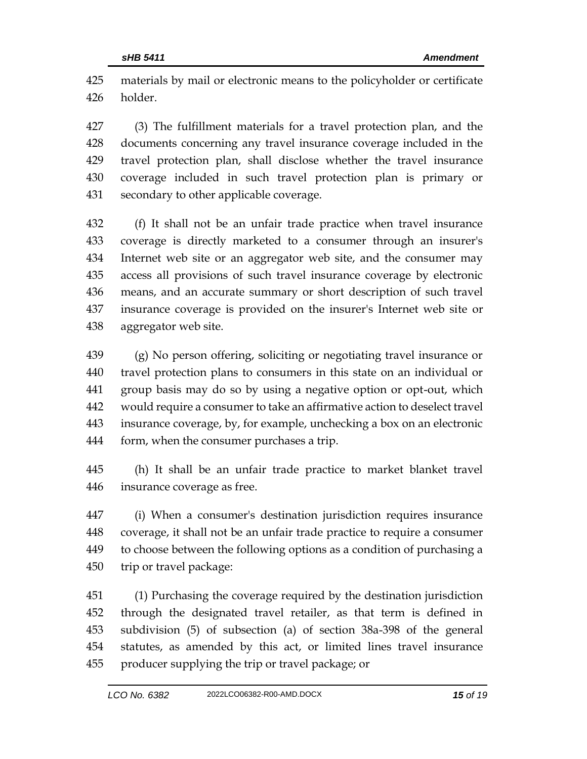materials by mail or electronic means to the policyholder or certificate holder.

(3) The fulfillment materials for a travel protection plan, and the documents concerning any travel insurance coverage included in the travel protection plan, shall disclose whether the travel insurance coverage included in such travel protection plan is primary or secondary to other applicable coverage.

(f) It shall not be an unfair trade practice when travel insurance coverage is directly marketed to a consumer through an insurer's Internet web site or an aggregator web site, and the consumer may access all provisions of such travel insurance coverage by electronic means, and an accurate summary or short description of such travel insurance coverage is provided on the insurer's Internet web site or aggregator web site.

(g) No person offering, soliciting or negotiating travel insurance or travel protection plans to consumers in this state on an individual or group basis may do so by using a negative option or opt-out, which would require a consumer to take an affirmative action to deselect travel insurance coverage, by, for example, unchecking a box on an electronic form, when the consumer purchases a trip.

(h) It shall be an unfair trade practice to market blanket travel insurance coverage as free.

(i) When a consumer's destination jurisdiction requires insurance coverage, it shall not be an unfair trade practice to require a consumer to choose between the following options as a condition of purchasing a trip or travel package:

(1) Purchasing the coverage required by the destination jurisdiction through the designated travel retailer, as that term is defined in subdivision (5) of subsection (a) of section 38a-398 of the general statutes, as amended by this act, or limited lines travel insurance producer supplying the trip or travel package; or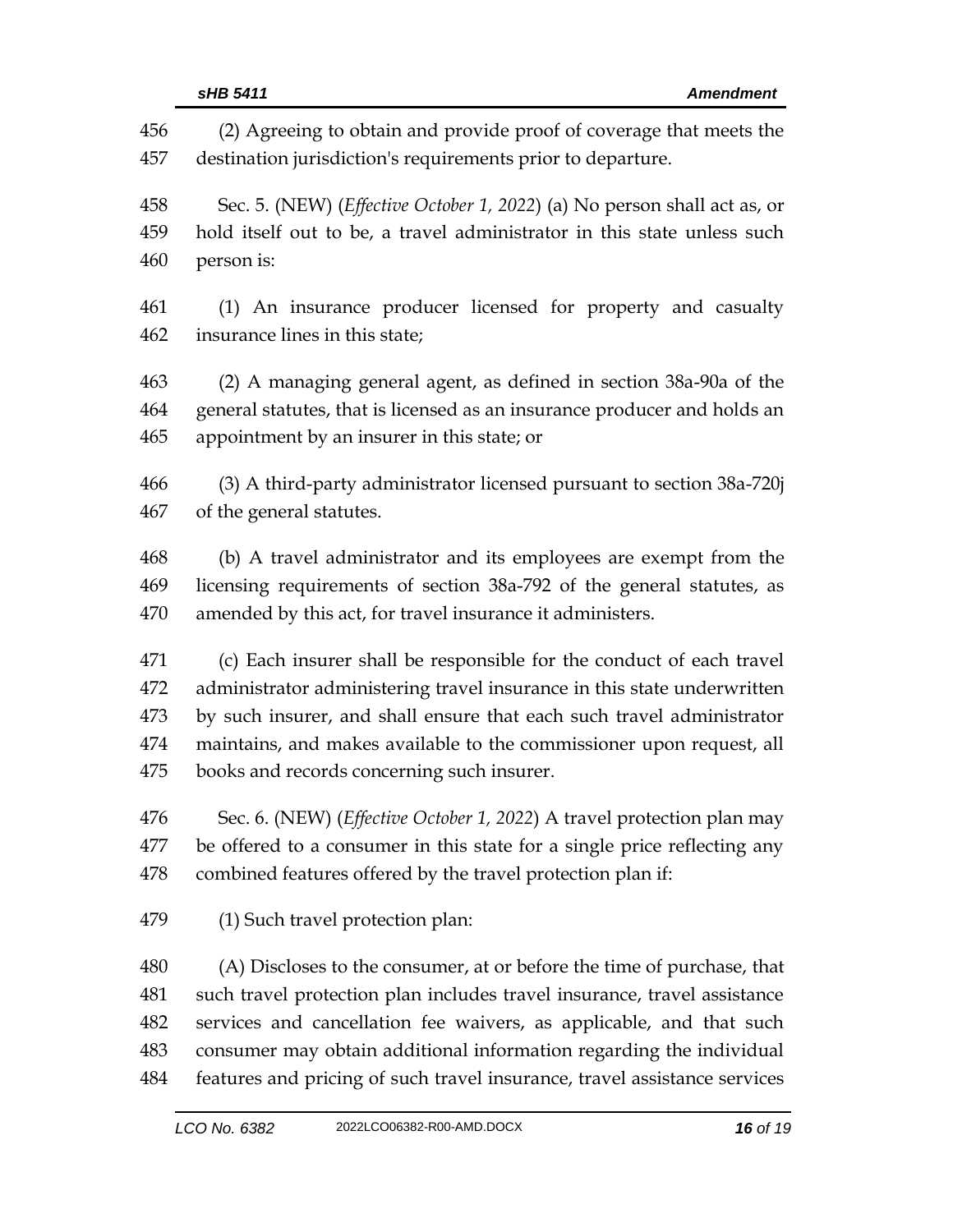(2) Agreeing to obtain and provide proof of coverage that meets the destination jurisdiction's requirements prior to departure.

Sec. 5. (NEW) (*Effective October 1, 2022*) (a) No person shall act as, or hold itself out to be, a travel administrator in this state unless such person is:

(1) An insurance producer licensed for property and casualty insurance lines in this state;

(2) A managing general agent, as defined in section 38a-90a of the general statutes, that is licensed as an insurance producer and holds an appointment by an insurer in this state; or

(3) A third-party administrator licensed pursuant to section 38a-720j of the general statutes.

(b) A travel administrator and its employees are exempt from the licensing requirements of section 38a-792 of the general statutes, as amended by this act, for travel insurance it administers.

(c) Each insurer shall be responsible for the conduct of each travel administrator administering travel insurance in this state underwritten by such insurer, and shall ensure that each such travel administrator maintains, and makes available to the commissioner upon request, all books and records concerning such insurer.

Sec. 6. (NEW) (*Effective October 1, 2022*) A travel protection plan may be offered to a consumer in this state for a single price reflecting any combined features offered by the travel protection plan if:

(1) Such travel protection plan:

(A) Discloses to the consumer, at or before the time of purchase, that such travel protection plan includes travel insurance, travel assistance services and cancellation fee waivers, as applicable, and that such consumer may obtain additional information regarding the individual features and pricing of such travel insurance, travel assistance services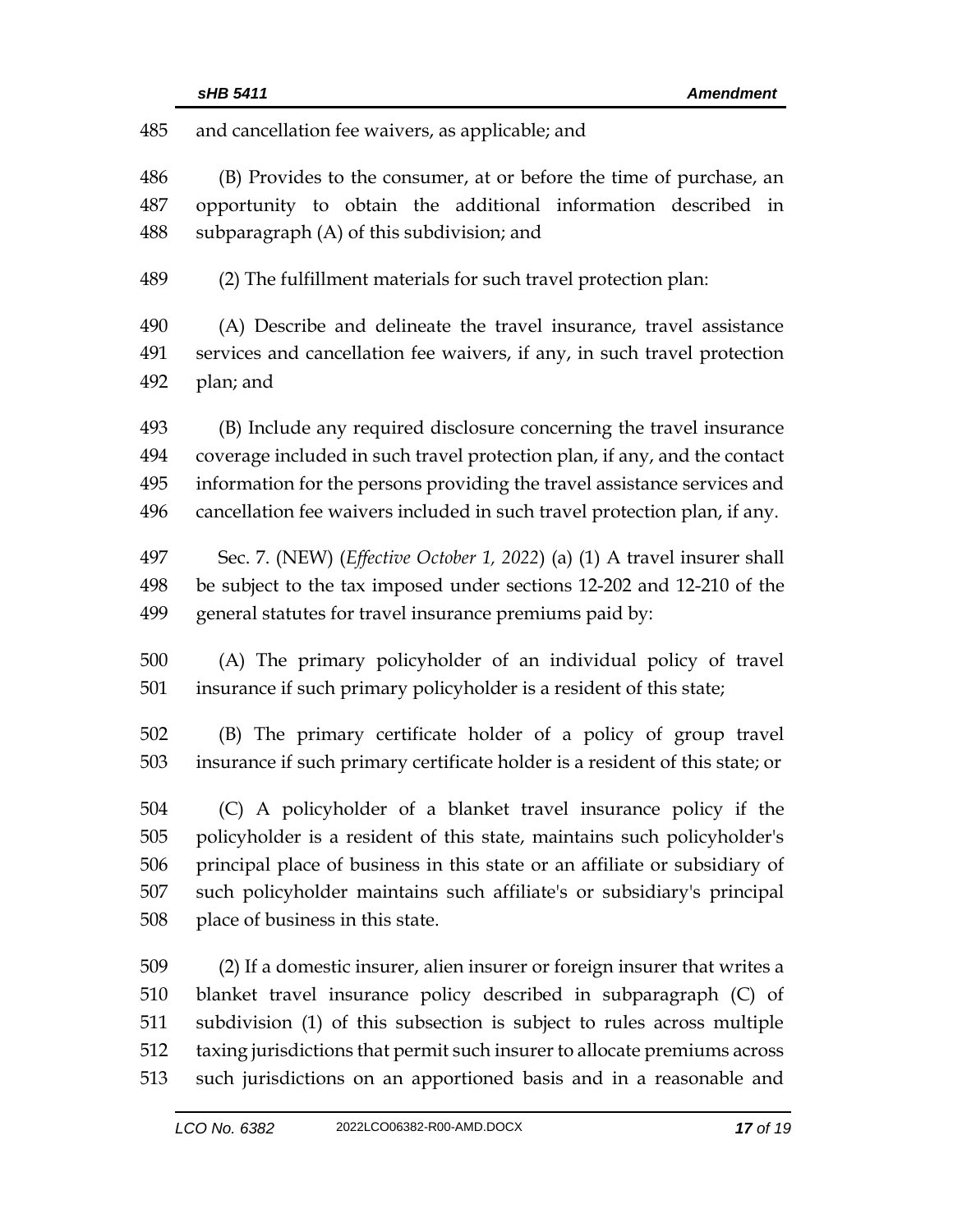and cancellation fee waivers, as applicable; and

(B) Provides to the consumer, at or before the time of purchase, an opportunity to obtain the additional information described in subparagraph (A) of this subdivision; and

(2) The fulfillment materials for such travel protection plan:

(A) Describe and delineate the travel insurance, travel assistance services and cancellation fee waivers, if any, in such travel protection plan; and

(B) Include any required disclosure concerning the travel insurance coverage included in such travel protection plan, if any, and the contact information for the persons providing the travel assistance services and cancellation fee waivers included in such travel protection plan, if any.

Sec. 7. (NEW) (*Effective October 1, 2022*) (a) (1) A travel insurer shall be subject to the tax imposed under sections 12-202 and 12-210 of the general statutes for travel insurance premiums paid by:

(A) The primary policyholder of an individual policy of travel insurance if such primary policyholder is a resident of this state;

(B) The primary certificate holder of a policy of group travel insurance if such primary certificate holder is a resident of this state; or

(C) A policyholder of a blanket travel insurance policy if the policyholder is a resident of this state, maintains such policyholder's principal place of business in this state or an affiliate or subsidiary of such policyholder maintains such affiliate's or subsidiary's principal place of business in this state.

(2) If a domestic insurer, alien insurer or foreign insurer that writes a blanket travel insurance policy described in subparagraph (C) of subdivision (1) of this subsection is subject to rules across multiple taxing jurisdictions that permit such insurer to allocate premiums across such jurisdictions on an apportioned basis and in a reasonable and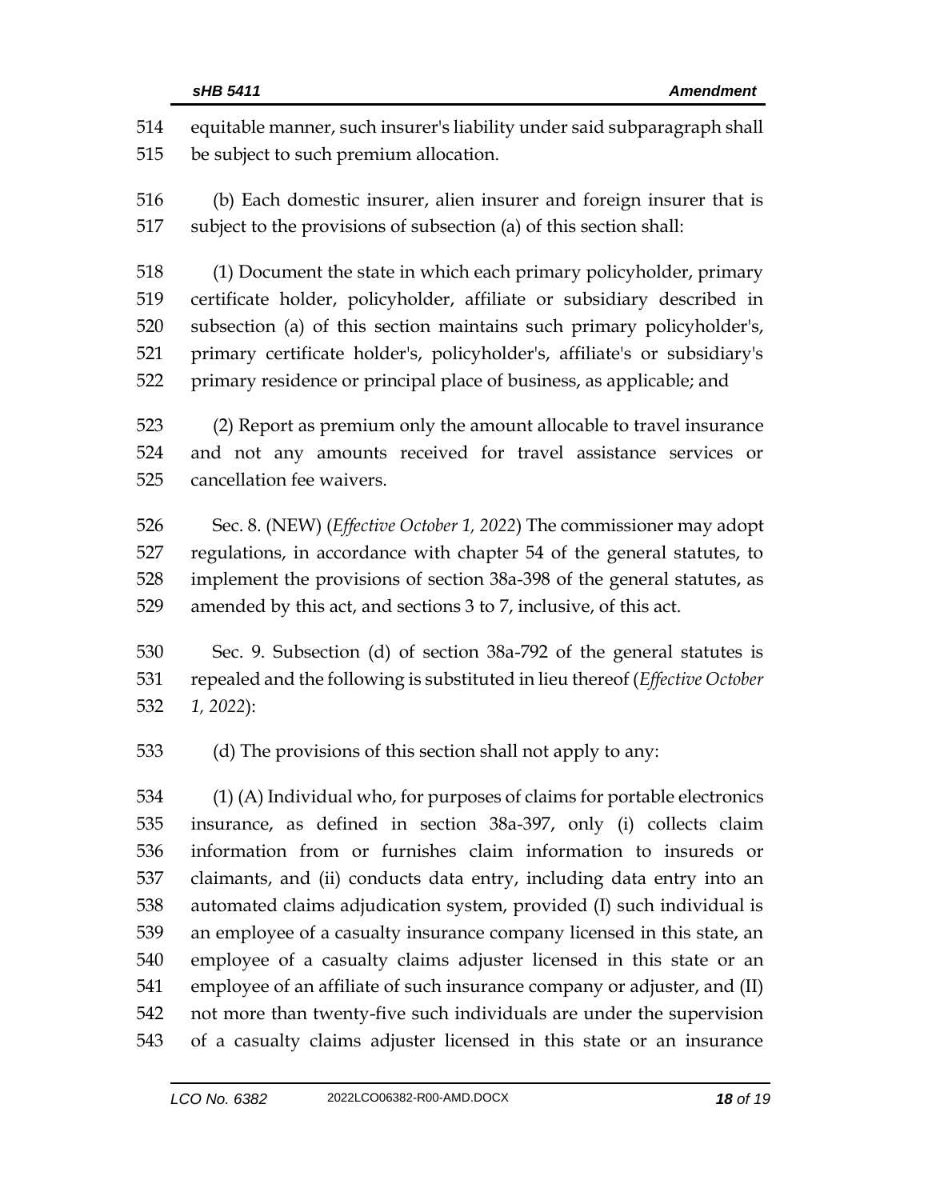equitable manner, such insurer's liability under said subparagraph shall be subject to such premium allocation.

(b) Each domestic insurer, alien insurer and foreign insurer that is subject to the provisions of subsection (a) of this section shall:

(1) Document the state in which each primary policyholder, primary certificate holder, policyholder, affiliate or subsidiary described in subsection (a) of this section maintains such primary policyholder's, primary certificate holder's, policyholder's, affiliate's or subsidiary's primary residence or principal place of business, as applicable; and

(2) Report as premium only the amount allocable to travel insurance and not any amounts received for travel assistance services or cancellation fee waivers.

Sec. 8. (NEW) (*Effective October 1, 2022*) The commissioner may adopt regulations, in accordance with chapter 54 of the general statutes, to implement the provisions of section 38a-398 of the general statutes, as amended by this act, and sections 3 to 7, inclusive, of this act.

Sec. 9. Subsection (d) of section 38a-792 of the general statutes is repealed and the following is substituted in lieu thereof (*Effective October 1, 2022*):

(d) The provisions of this section shall not apply to any:

(1) (A) Individual who, for purposes of claims for portable electronics insurance, as defined in section 38a-397, only (i) collects claim information from or furnishes claim information to insureds or claimants, and (ii) conducts data entry, including data entry into an automated claims adjudication system, provided (I) such individual is an employee of a casualty insurance company licensed in this state, an employee of a casualty claims adjuster licensed in this state or an employee of an affiliate of such insurance company or adjuster, and (II) not more than twenty-five such individuals are under the supervision of a casualty claims adjuster licensed in this state or an insurance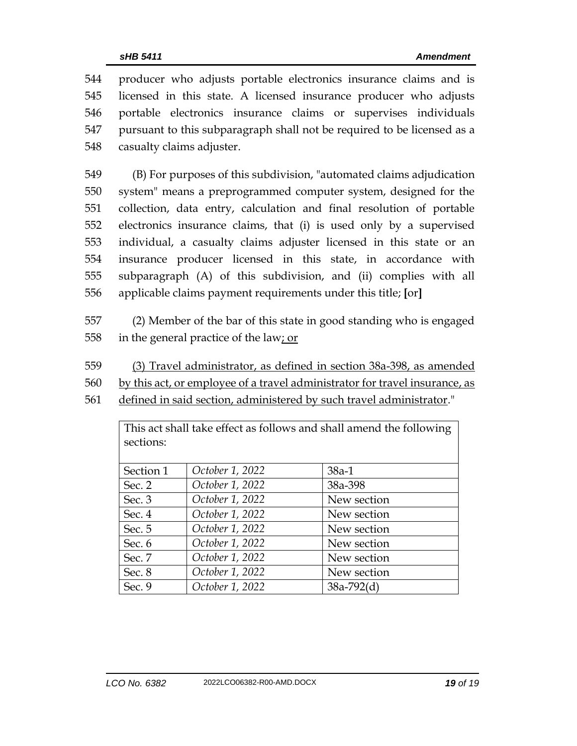544 producer who adjusts portable electronics insurance claims and is
545 licensed in this state. A licensed insurance producer who adjusts
546 portable electronics insurance claims or supervises individuals
547 pursuant to this subparagraph shall not be required to be licensed as a
548 casualty claims adjuster.

549 (B) For purposes of this subdivision, "automated claims adjudication
550 system" means a preprogrammed computer system, designed for the
551 collection, data entry, calculation and final resolution of portable
552 electronics insurance claims, that (i) is used only by a supervised
553 individual, a casualty claims adjuster licensed in this state or an
554 insurance producer licensed in this state, in accordance with
555 subparagraph (A) of this subdivision, and (ii) complies with all
556 applicable claims payment requirements under this title; **[**or**]**

557 (2) Member of the bar of this state in good standing who is engaged
558 in the general practice of the law<u>; or</u>

559 <u>(3) Travel administrator, as defined in section 38a-398, as amended</u>
560 <u>by this act, or employee of a travel administrator for travel insurance, as</u>
561 <u>defined in said section, administered by such travel administrator</u>."

| This act shall take effect as follows and shall amend the following sections: | | |
|---|---|---|
| Section 1 | *October 1, 2022* | 38a-1 |
| Sec. 2 | *October 1, 2022* | 38a-398 |
| Sec. 3 | *October 1, 2022* | New section |
| Sec. 4 | *October 1, 2022* | New section |
| Sec. 5 | *October 1, 2022* | New section |
| Sec. 6 | *October 1, 2022* | New section |
| Sec. 7 | *October 1, 2022* | New section |
| Sec. 8 | *October 1, 2022* | New section |
| Sec. 9 | *October 1, 2022* | 38a-792(d) |